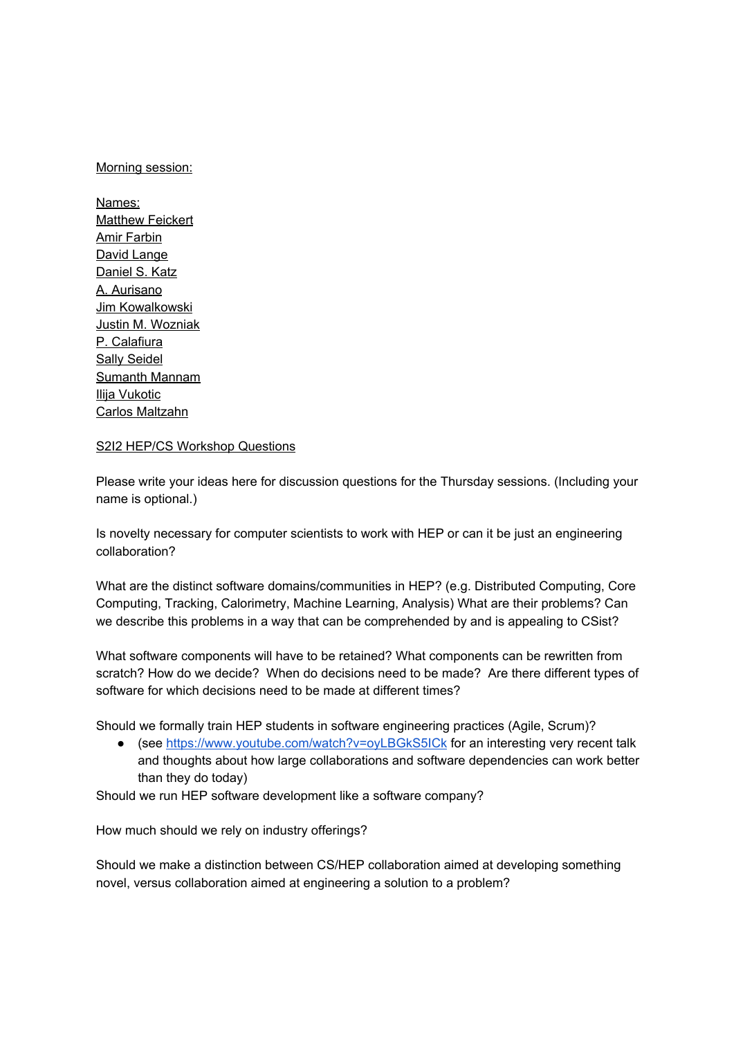Morning session:

Names:
Matthew Feickert
Amir Farbin
David Lange
Daniel S. Katz
A. Aurisano
Jim Kowalkowski
Justin M. Wozniak
P. Calafiura
Sally Seidel
Sumanth Mannam
Ilija Vukotic
Carlos Maltzahn

S2I2 HEP/CS Workshop Questions

Please write your ideas here for discussion questions for the Thursday sessions. (Including your name is optional.)

Is novelty necessary for computer scientists to work with HEP or can it be just an engineering collaboration?

What are the distinct software domains/communities in HEP? (e.g. Distributed Computing, Core Computing, Tracking, Calorimetry, Machine Learning, Analysis) What are their problems? Can we describe this problems in a way that can be comprehended by and is appealing to CSist?

What software components will have to be retained? What components can be rewritten from scratch? How do we decide? When do decisions need to be made? Are there different types of software for which decisions need to be made at different times?

Should we formally train HEP students in software engineering practices (Agile, Scrum)?

- (see https://www.youtube.com/watch?v=oyLBGkS5ICk for an interesting very recent talk and thoughts about how large collaborations and software dependencies can work better than they do today)

Should we run HEP software development like a software company?

How much should we rely on industry offerings?

Should we make a distinction between CS/HEP collaboration aimed at developing something novel, versus collaboration aimed at engineering a solution to a problem?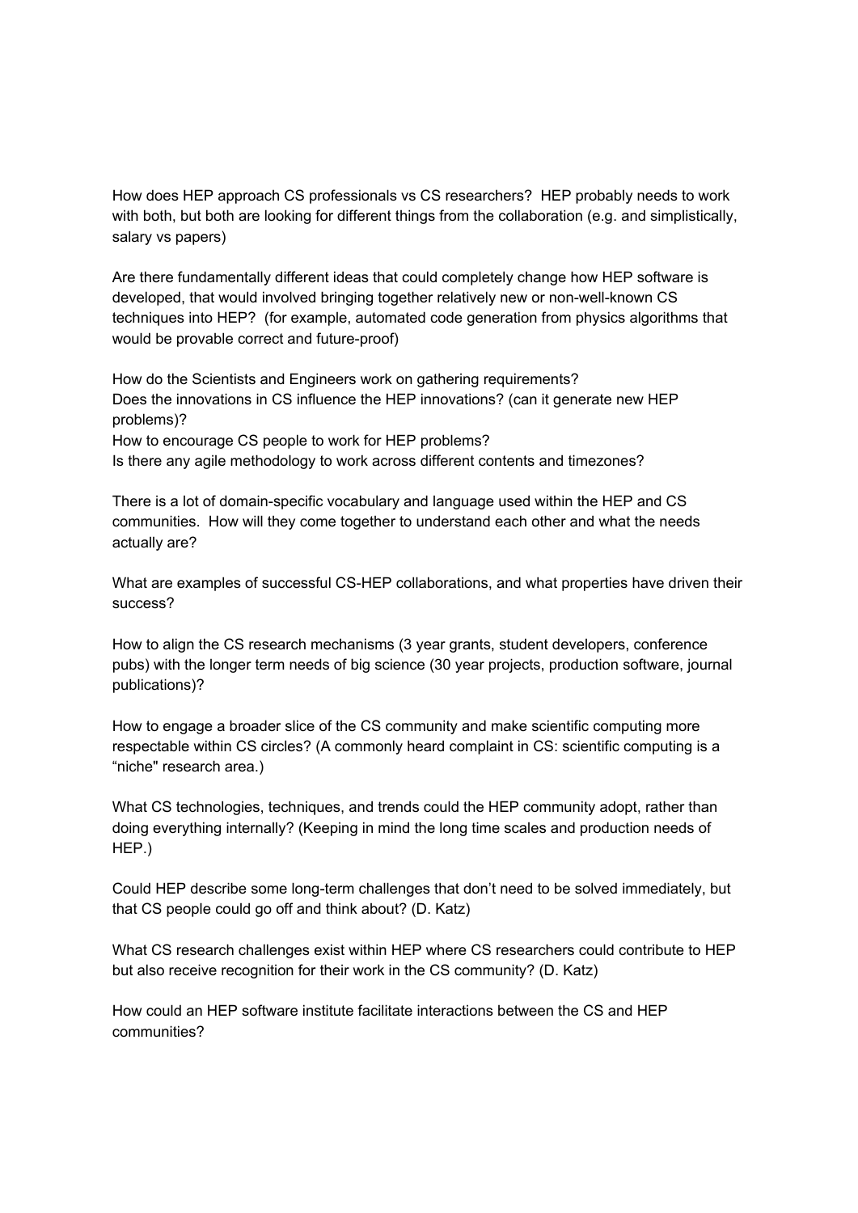How does HEP approach CS professionals vs CS researchers? HEP probably needs to work with both, but both are looking for different things from the collaboration (e.g. and simplistically, salary vs papers)

Are there fundamentally different ideas that could completely change how HEP software is developed, that would involved bringing together relatively new or non-well-known CS techniques into HEP? (for example, automated code generation from physics algorithms that would be provable correct and future-proof)

How do the Scientists and Engineers work on gathering requirements?
Does the innovations in CS influence the HEP innovations? (can it generate new HEP problems)?
How to encourage CS people to work for HEP problems?
Is there any agile methodology to work across different contents and timezones?

There is a lot of domain-specific vocabulary and language used within the HEP and CS communities. How will they come together to understand each other and what the needs actually are?

What are examples of successful CS-HEP collaborations, and what properties have driven their success?

How to align the CS research mechanisms (3 year grants, student developers, conference pubs) with the longer term needs of big science (30 year projects, production software, journal publications)?

How to engage a broader slice of the CS community and make scientific computing more respectable within CS circles? (A commonly heard complaint in CS: scientific computing is a “niche" research area.)

What CS technologies, techniques, and trends could the HEP community adopt, rather than doing everything internally? (Keeping in mind the long time scales and production needs of HEP.)

Could HEP describe some long-term challenges that don’t need to be solved immediately, but that CS people could go off and think about? (D. Katz)

What CS research challenges exist within HEP where CS researchers could contribute to HEP but also receive recognition for their work in the CS community? (D. Katz)

How could an HEP software institute facilitate interactions between the CS and HEP communities?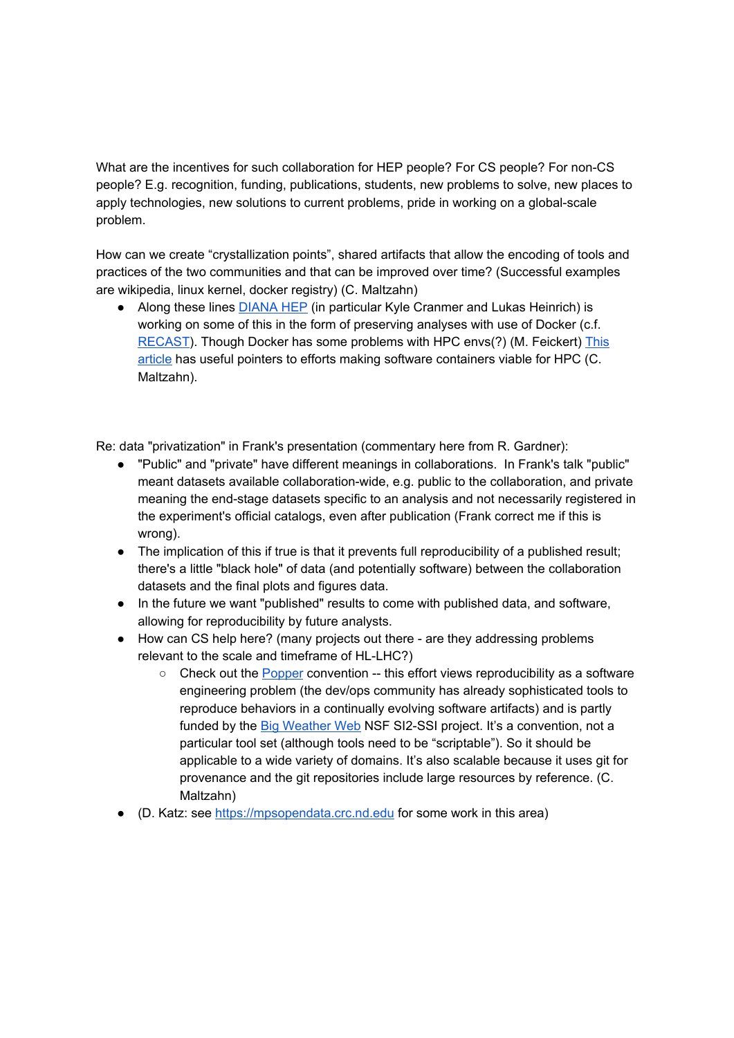What are the incentives for such collaboration for HEP people? For CS people? For non-CS people? E.g. recognition, funding, publications, students, new problems to solve, new places to apply technologies, new solutions to current problems, pride in working on a global-scale problem.

How can we create “crystallization points”, shared artifacts that allow the encoding of tools and practices of the two communities and that can be improved over time? (Successful examples are wikipedia, linux kernel, docker registry) (C. Maltzahn)

- Along these lines DIANA HEP (in particular Kyle Cranmer and Lukas Heinrich) is working on some of this in the form of preserving analyses with use of Docker (c.f. RECAST). Though Docker has some problems with HPC envs(?) (M. Feickert) This article has useful pointers to efforts making software containers viable for HPC (C. Maltzahn).

Re: data "privatization" in Frank's presentation (commentary here from R. Gardner):

- "Public" and "private" have different meanings in collaborations. In Frank's talk "public" meant datasets available collaboration-wide, e.g. public to the collaboration, and private meaning the end-stage datasets specific to an analysis and not necessarily registered in the experiment's official catalogs, even after publication (Frank correct me if this is wrong).
- The implication of this if true is that it prevents full reproducibility of a published result; there's a little "black hole" of data (and potentially software) between the collaboration datasets and the final plots and figures data.
- In the future we want "published" results to come with published data, and software, allowing for reproducibility by future analysts.
- How can CS help here? (many projects out there - are they addressing problems relevant to the scale and timeframe of HL-LHC?)
    - Check out the Popper convention -- this effort views reproducibility as a software engineering problem (the dev/ops community has already sophisticated tools to reproduce behaviors in a continually evolving software artifacts) and is partly funded by the Big Weather Web NSF SI2-SSI project. It’s a convention, not a particular tool set (although tools need to be “scriptable”). So it should be applicable to a wide variety of domains. It’s also scalable because it uses git for provenance and the git repositories include large resources by reference. (C. Maltzahn)
- (D. Katz: see https://mpsopendata.crc.nd.edu for some work in this area)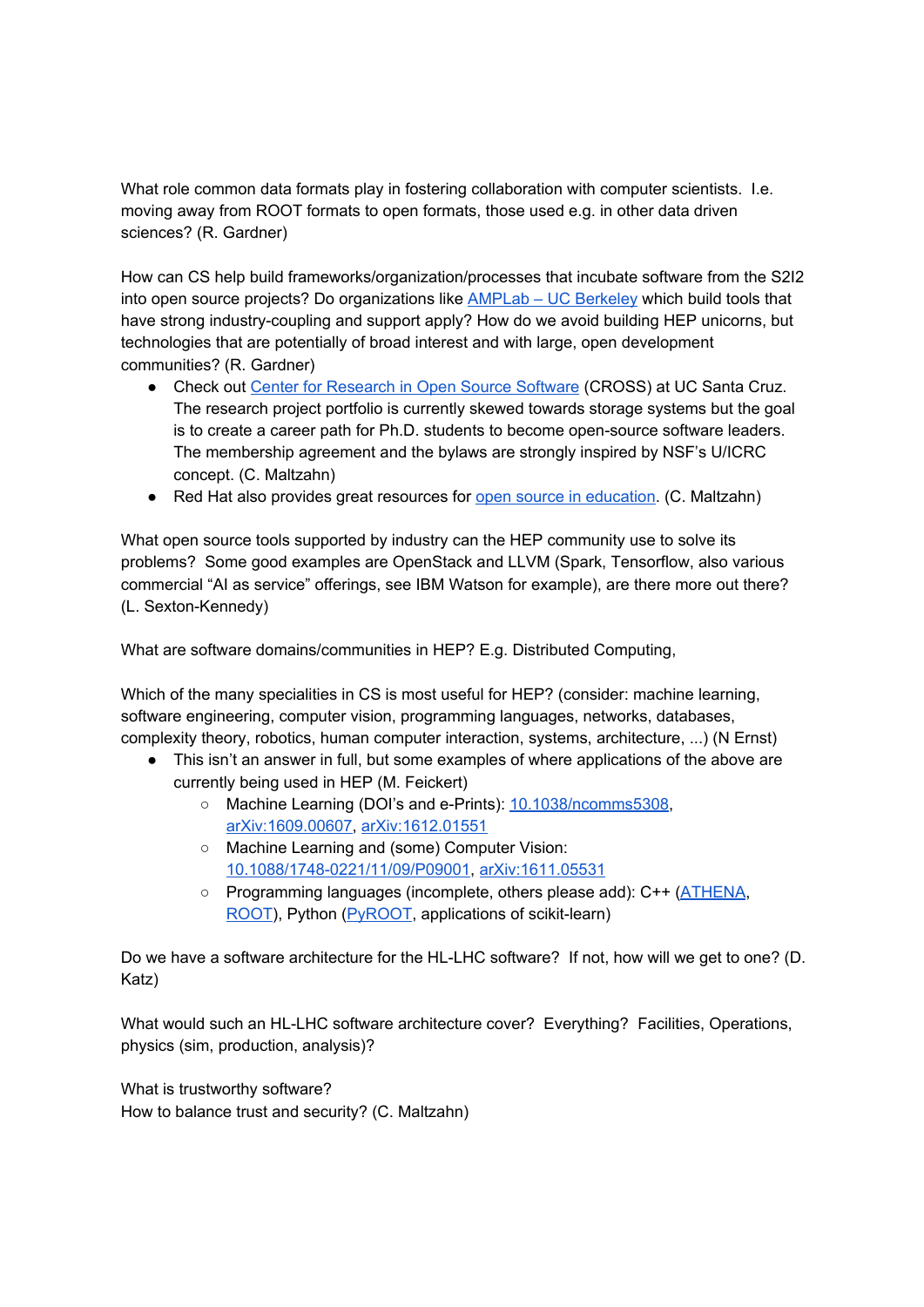What role common data formats play in fostering collaboration with computer scientists.  I.e. moving away from ROOT formats to open formats, those used e.g. in other data driven sciences? (R. Gardner)

How can CS help build frameworks/organization/processes that incubate software from the S2I2 into open source projects? Do organizations like [AMPLab – UC Berkeley](#) which build tools that have strong industry-coupling and support apply? How do we avoid building HEP unicorns, but technologies that are potentially of broad interest and with large, open development communities? (R. Gardner)

- Check out [Center for Research in Open Source Software](#) (CROSS) at UC Santa Cruz. The research project portfolio is currently skewed towards storage systems but the goal is to create a career path for Ph.D. students to become open-source software leaders. The membership agreement and the bylaws are strongly inspired by NSF's U/ICRC concept. (C. Maltzahn)
- Red Hat also provides great resources for [open source in education](#). (C. Maltzahn)

What open source tools supported by industry can the HEP community use to solve its problems?  Some good examples are OpenStack and LLVM (Spark, Tensorflow, also various commercial "AI as service" offerings, see IBM Watson for example), are there more out there? (L. Sexton-Kennedy)

What are software domains/communities in HEP? E.g. Distributed Computing,

Which of the many specialities in CS is most useful for HEP? (consider: machine learning, software engineering, computer vision, programming languages, networks, databases, complexity theory, robotics, human computer interaction, systems, architecture, ...) (N Ernst)

- This isn't an answer in full, but some examples of where applications of the above are currently being used in HEP (M. Feickert)
  - Machine Learning (DOI's and e-Prints): [10.1038/ncomms5308](#), [arXiv:1609.00607](#), [arXiv:1612.01551](#)
  - Machine Learning and (some) Computer Vision: [10.1088/1748-0221/11/09/P09001](#), [arXiv:1611.05531](#)
  - Programming languages (incomplete, others please add): C++ ([ATHENA](#), [ROOT](#)), Python ([PyROOT](#), applications of scikit-learn)

Do we have a software architecture for the HL-LHC software?  If not, how will we get to one? (D. Katz)

What would such an HL-LHC software architecture cover?  Everything?  Facilities, Operations, physics (sim, production, analysis)?

What is trustworthy software?
How to balance trust and security? (C. Maltzahn)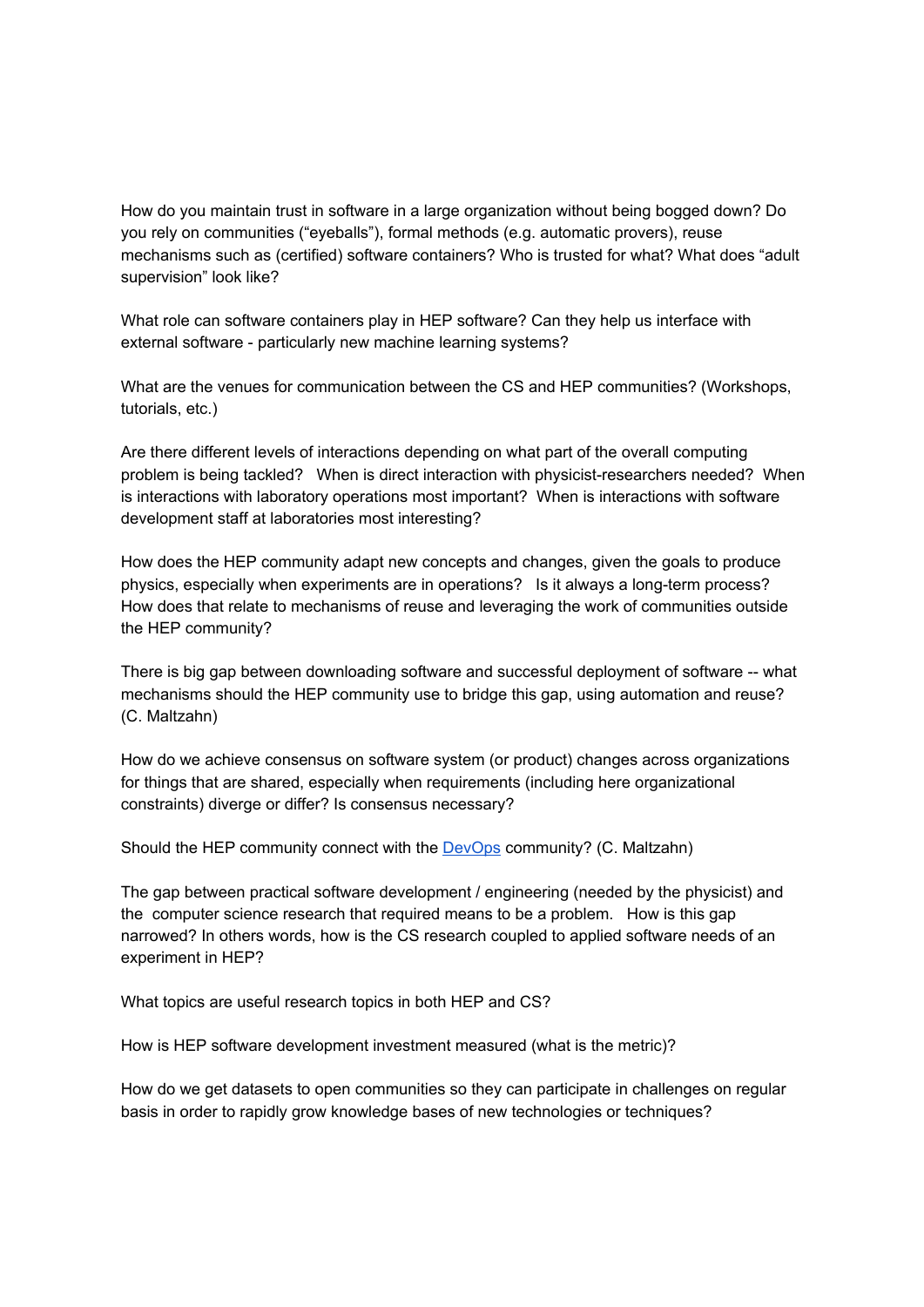How do you maintain trust in software in a large organization without being bogged down? Do you rely on communities (“eyeballs”), formal methods (e.g. automatic provers), reuse mechanisms such as (certified) software containers? Who is trusted for what? What does “adult supervision” look like?

What role can software containers play in HEP software? Can they help us interface with external software - particularly new machine learning systems?

What are the venues for communication between the CS and HEP communities? (Workshops, tutorials, etc.)

Are there different levels of interactions depending on what part of the overall computing problem is being tackled? When is direct interaction with physicist-researchers needed? When is interactions with laboratory operations most important? When is interactions with software development staff at laboratories most interesting?

How does the HEP community adapt new concepts and changes, given the goals to produce physics, especially when experiments are in operations? Is it always a long-term process? How does that relate to mechanisms of reuse and leveraging the work of communities outside the HEP community?

There is big gap between downloading software and successful deployment of software -- what mechanisms should the HEP community use to bridge this gap, using automation and reuse? (C. Maltzahn)

How do we achieve consensus on software system (or product) changes across organizations for things that are shared, especially when requirements (including here organizational constraints) diverge or differ? Is consensus necessary?

Should the HEP community connect with the [DevOps]() community? (C. Maltzahn)

The gap between practical software development / engineering (needed by the physicist) and the computer science research that required means to be a problem. How is this gap narrowed? In others words, how is the CS research coupled to applied software needs of an experiment in HEP?

What topics are useful research topics in both HEP and CS?

How is HEP software development investment measured (what is the metric)?

How do we get datasets to open communities so they can participate in challenges on regular basis in order to rapidly grow knowledge bases of new technologies or techniques?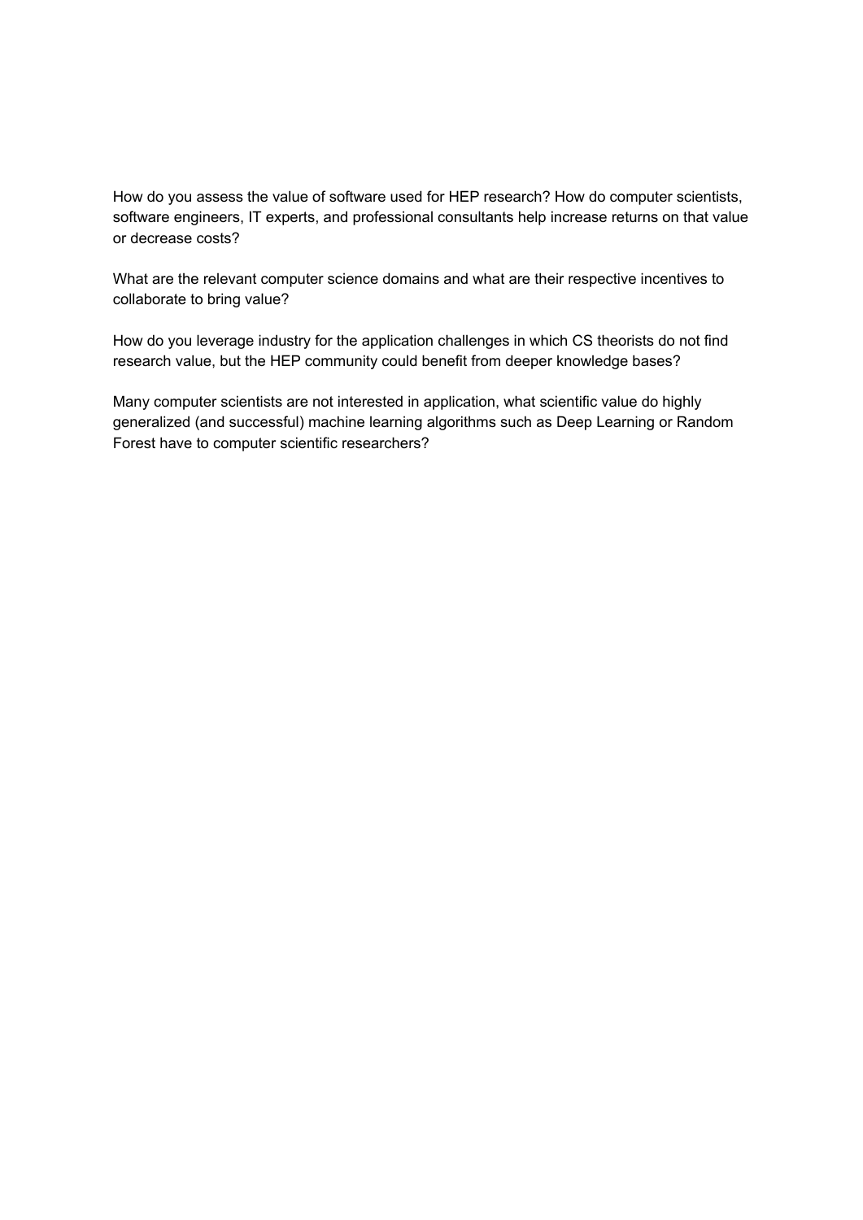How do you assess the value of software used for HEP research? How do computer scientists, software engineers, IT experts, and professional consultants help increase returns on that value or decrease costs?

What are the relevant computer science domains and what are their respective incentives to collaborate to bring value?

How do you leverage industry for the application challenges in which CS theorists do not find research value, but the HEP community could benefit from deeper knowledge bases?

Many computer scientists are not interested in application, what scientific value do highly generalized (and successful) machine learning algorithms such as Deep Learning or Random Forest have to computer scientific researchers?